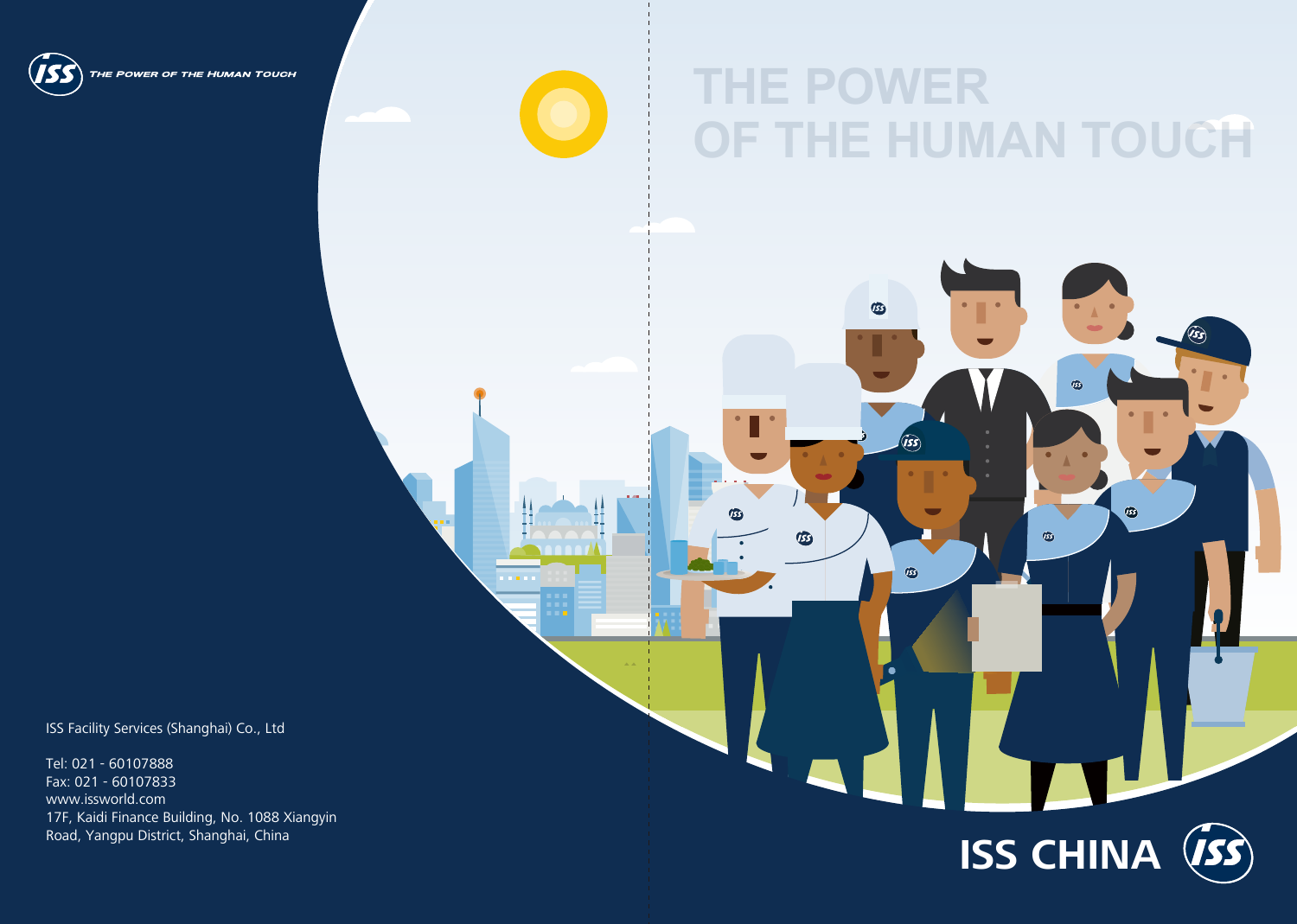THE POWER OF THE HUMAN TOUCH

# THE POWER OF THE HUMAN TOUCH

ISS Facility Services (Shanghai) Co., Ltd

Tel: 021 - 60107888
Fax: 021 - 60107833
www.issworld.com
17F, Kaidi Finance Building, No. 1088 Xiangyin Road, Yangpu District, Shanghai, China

## ISS CHINA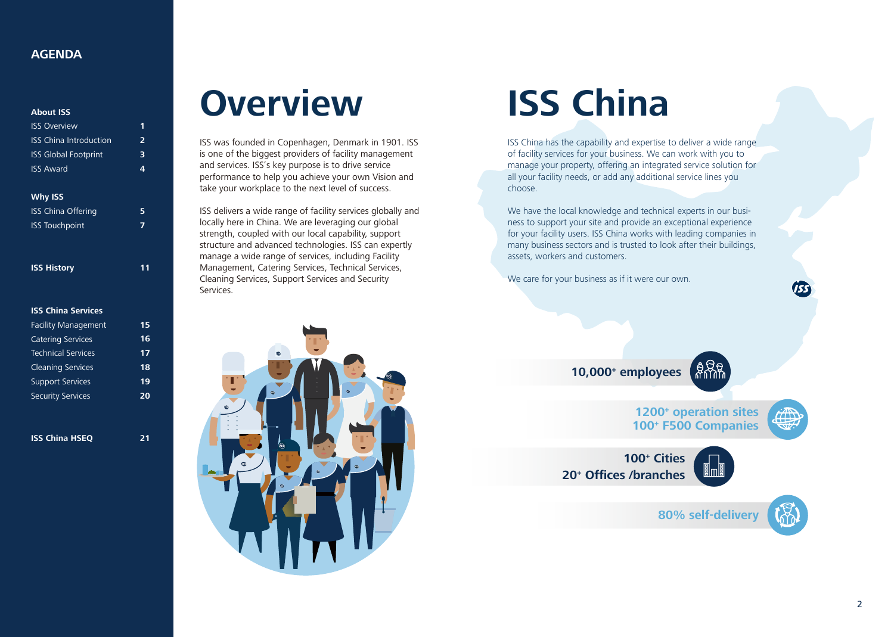## AGENDA

**About ISS**

| | |
|---|---|
| ISS Overview | 1 |
| ISS China Introduction | 2 |
| ISS Global Footprint | 3 |
| ISS Award | 4 |

**Why ISS**

| | |
|---|---|
| ISS China Offering | 5 |
| ISS Touchpoint | 7 |

| | |
|---|---|
| **ISS History** | **11** |

**ISS China Services**

| | |
|---|---|
| Facility Management | 15 |
| Catering Services | 16 |
| Technical Services | 17 |
| Cleaning Services | 18 |
| Support Services | 19 |
| Security Services | 20 |

| | |
|---|---|
| **ISS China HSEQ** | **21** |

# Overview

ISS was founded in Copenhagen, Denmark in 1901. ISS is one of the biggest providers of facility management and services. ISS's key purpose is to drive service performance to help you achieve your own Vision and take your workplace to the next level of success.

ISS delivers a wide range of facility services globally and locally here in China. We are leveraging our global strength, coupled with our local capability, support structure and advanced technologies. ISS can expertly manage a wide range of services, including Facility Management, Catering Services, Technical Services, Cleaning Services, Support Services and Security Services.

# ISS China

ISS China has the capability and expertise to deliver a wide range of facility services for your business. We can work with you to manage your property, offering an integrated service solution for all your facility needs, or add any additional service lines you choose.

We have the local knowledge and technical experts in our business to support your site and provide an exceptional experience for your facility users. ISS China works with leading companies in many business sectors and is trusted to look after their buildings, assets, workers and customers.

We care for your business as if it were our own.

**10,000+ employees**

**1200+ operation sites**
**100+ F500 Companies**

**100+ Cities**
**20+ Offices /branches**

**80% self-delivery**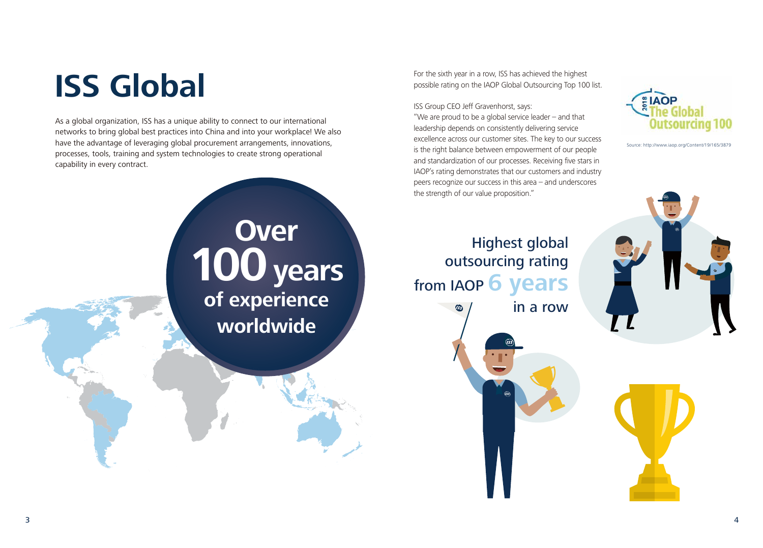# ISS Global

As a global organization, ISS has a unique ability to connect to our international networks to bring global best practices into China and into your workplace! We also have the advantage of leveraging global procurement arrangements, innovations, processes, tools, training and system technologies to create strong operational capability in every contract.

**Over 100 years of experience worldwide**

For the sixth year in a row, ISS has achieved the highest possible rating on the IAOP Global Outsourcing Top 100 list.

ISS Group CEO Jeff Gravenhorst, says:
"We are proud to be a global service leader – and that leadership depends on consistently delivering service excellence across our customer sites. The key to our success is the right balance between empowerment of our people and standardization of our processes. Receiving five stars in IAOP's rating demonstrates that our customers and industry peers recognize our success in this area – and underscores the strength of our value proposition."

2018 IAOP The Global Outsourcing 100

Source: http://www.iaop.org/Content/19/165/3879

**Highest global outsourcing rating from IAOP 6 years in a row**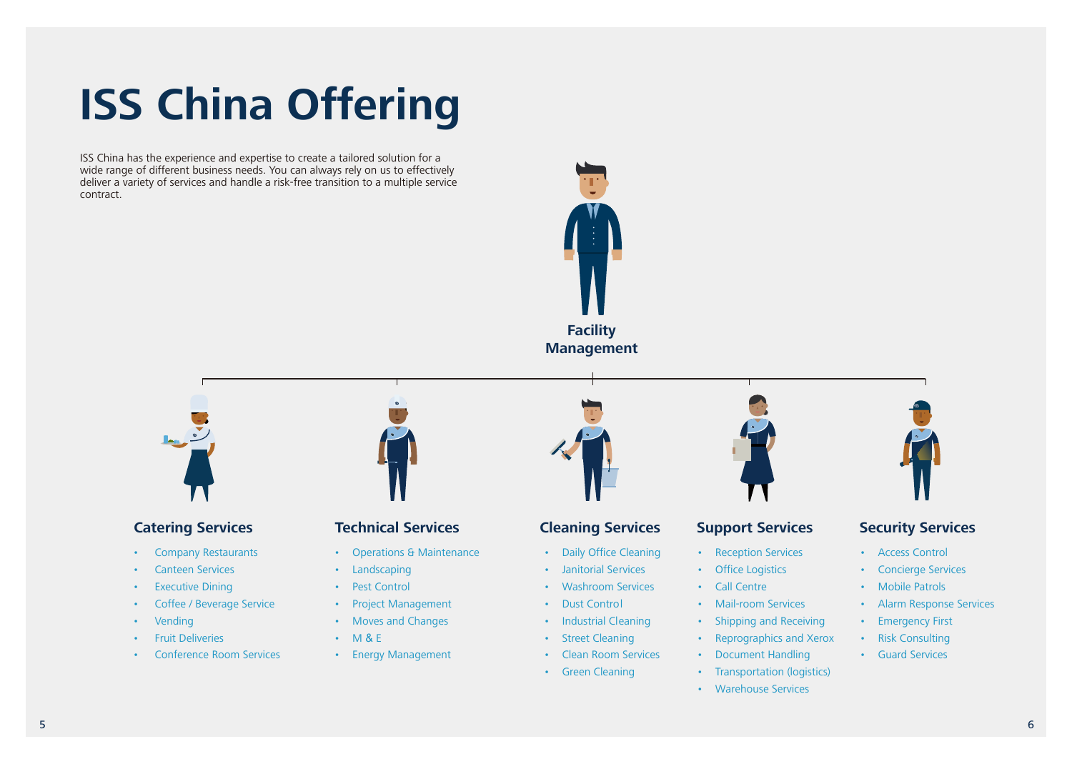# ISS China Offering

ISS China has the experience and expertise to create a tailored solution for a wide range of different business needs. You can always rely on us to effectively deliver a variety of services and handle a risk-free transition to a multiple service contract.

## Facility Management

### Catering Services

- Company Restaurants
- Canteen Services
- Executive Dining
- Coffee / Beverage Service
- Vending
- Fruit Deliveries
- Conference Room Services

### Technical Services

- Operations & Maintenance
- Landscaping
- Pest Control
- Project Management
- Moves and Changes
- M & E
- Energy Management

### Cleaning Services

- Daily Office Cleaning
- Janitorial Services
- Washroom Services
- Dust Control
- Industrial Cleaning
- Street Cleaning
- Clean Room Services
- Green Cleaning

### Support Services

- Reception Services
- Office Logistics
- Call Centre
- Mail-room Services
- Shipping and Receiving
- Reprographics and Xerox
- Document Handling
- Transportation (logistics)
- Warehouse Services

### Security Services

- Access Control
- Concierge Services
- Mobile Patrols
- Alarm Response Services
- Emergency First
- Risk Consulting
- Guard Services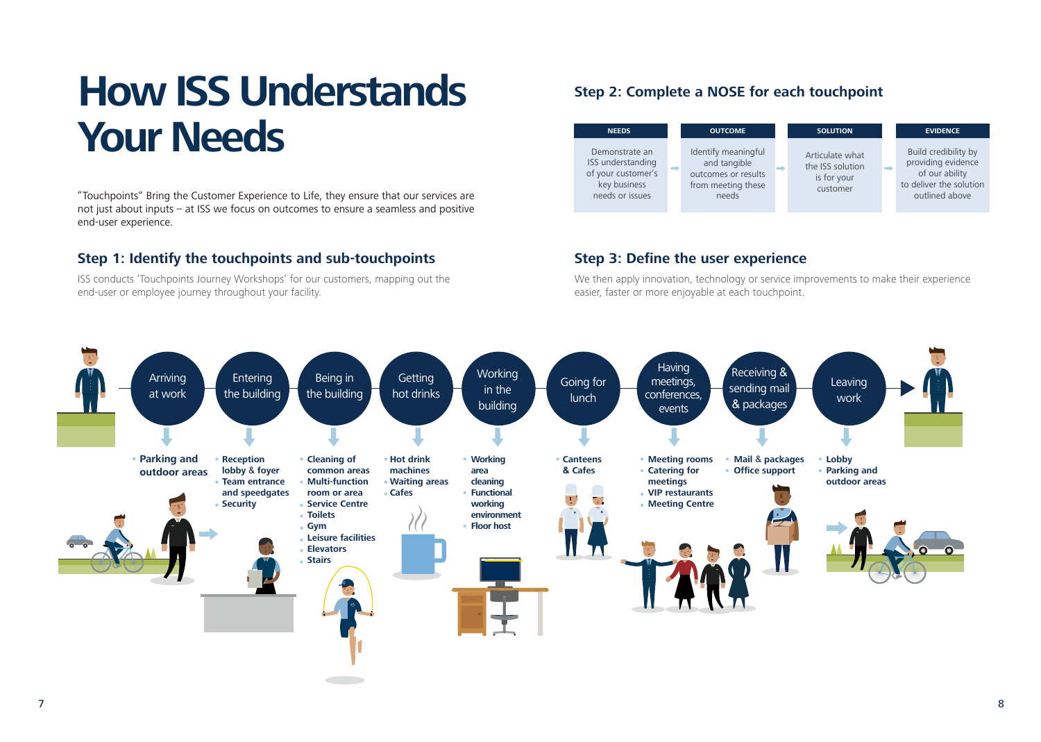# How ISS Understands Your Needs

"Touchpoints" Bring the Customer Experience to Life, they ensure that our services are not just about inputs – at ISS we focus on outcomes to ensure a seamless and positive end-user experience.

## Step 1: Identify the touchpoints and sub-touchpoints

ISS conducts 'Touchpoints Journey Workshops' for our customers, mapping out the end-user or employee journey throughout your facility.

## Step 2: Complete a NOSE for each touchpoint

| NEEDS | OUTCOME | SOLUTION | EVIDENCE |
|---|---|---|---|
| Demonstrate an ISS understanding of your customer's key business needs or issues | Identify meaningful and tangible outcomes or results from meeting these needs | Articulate what the ISS solution is for your customer | Build credibility by providing evidence of our ability to deliver the solution outlined above |

## Step 3: Define the user experience

We then apply innovation, technology or service improvements to make their experience easier, faster or more enjoyable at each touchpoint.

**Arriving at work**
- Parking and outdoor areas

**Entering the building**
- Reception lobby & foyer
- Team entrance and speedgates
- Security

**Being in the building**
- Cleaning of common areas
- Multi-function room or area
- Service Centre
- Toilets
- Gym
- Leisure facilities
- Elevators
- Stairs

**Getting hot drinks**
- Hot drink machines
- Waiting areas
- Cafes

**Working in the building**
- Working area cleaning
- Functional working environment
- Floor host

**Going for lunch**
- Canteens & Cafes

**Having meetings, conferences, events**
- Meeting rooms
- Catering for meetings
- VIP restaurants
- Meeting Centre

**Receiving & sending mail & packages**
- Mail & packages
- Office support

**Leaving work**
- Lobby
- Parking and outdoor areas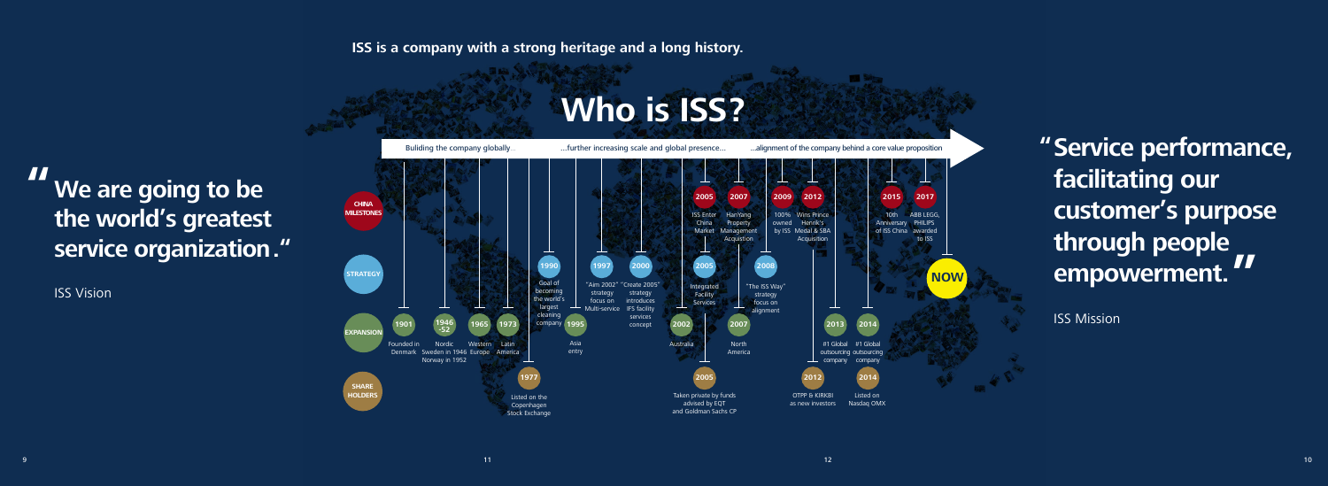**ISS is a company with a strong heritage and a long history.**

# Who is ISS?

## "We are going to be the world's greatest service organization."

ISS Vision

Buliding the company globally... ...further increasing scale and global presence... ...alignment of the company behind a core value proposition

**CHINA MILESTONES**

- **2005** ISS Enter China Market
- **2007** HanYang Property Management Acquisition
- **2009** 100% owned by ISS
- **2012** Wins Prince Henrik's Medal & SBA Acquisition
- **2015** 10th Anniversary of ISS China
- **2017** ABB LEGG, PHILIPS awarded to ISS

**STRATEGY**

- **1990** Goal of becoming the world's largest cleaning company
- **1997** "Aim 2002" strategy focus on Multi-service
- **2000** "Create 2005" strategy introduces IFS facility services concept
- **2005** Integrated Facility Services
- **2008** "The ISS Way" strategy focus on alignment

**EXPANSION**

- **1901** Founded in Denmark
- **1946-52** Nordic Sweden in 1946 Norway in 1952
- **1965** Western Europe
- **1973** Latin America
- **1995** Asia entry
- **2002** Australia
- **2007** North America
- **2013** #1 Global outsourcing company
- **2014** #1 Global outsourcing company

**SHARE HOLDERS**

- **1977** Listed on the Copenhagen Stock Exchange
- **2005** Taken private by funds advised by EQT and Goldman Sachs CP
- **2012** OTPP & KIRKBI as new investors
- **2014** Listed on Nasdaq OMX

**NOW**

## "Service performance, facilitating our customer's purpose through people empowerment."

ISS Mission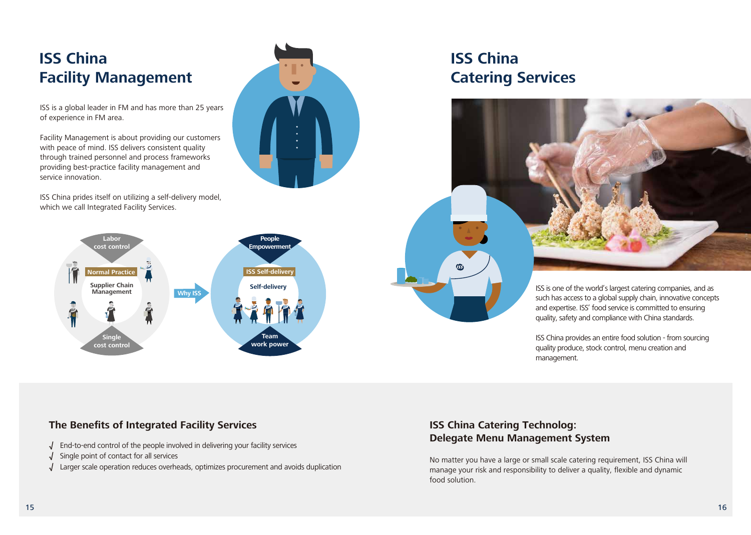# ISS China Facility Management

ISS is a global leader in FM and has more than 25 years of experience in FM area.

Facility Management is about providing our customers with peace of mind. ISS delivers consistent quality through trained personnel and process frameworks providing best-practice facility management and service innovation.

ISS China prides itself on utilizing a self-delivery model, which we call Integrated Facility Services.

Labor cost control

Normal Practice

Supplier Chain Management

Single cost control

Why ISS

People Empowerment

ISS Self-delivery

Self-delivery

Team work power

# ISS China Catering Services

ISS is one of the world's largest catering companies, and as such has access to a global supply chain, innovative concepts and expertise. ISS' food service is committed to ensuring quality, safety and compliance with China standards.

ISS China provides an entire food solution - from sourcing quality produce, stock control, menu creation and management.

### The Benefits of Integrated Facility Services

- √ End-to-end control of the people involved in delivering your facility services
- √ Single point of contact for all services
- √ Larger scale operation reduces overheads, optimizes procurement and avoids duplication

### ISS China Catering Technolog: Delegate Menu Management System

No matter you have a large or small scale catering requirement, ISS China will manage your risk and responsibility to deliver a quality, flexible and dynamic food solution.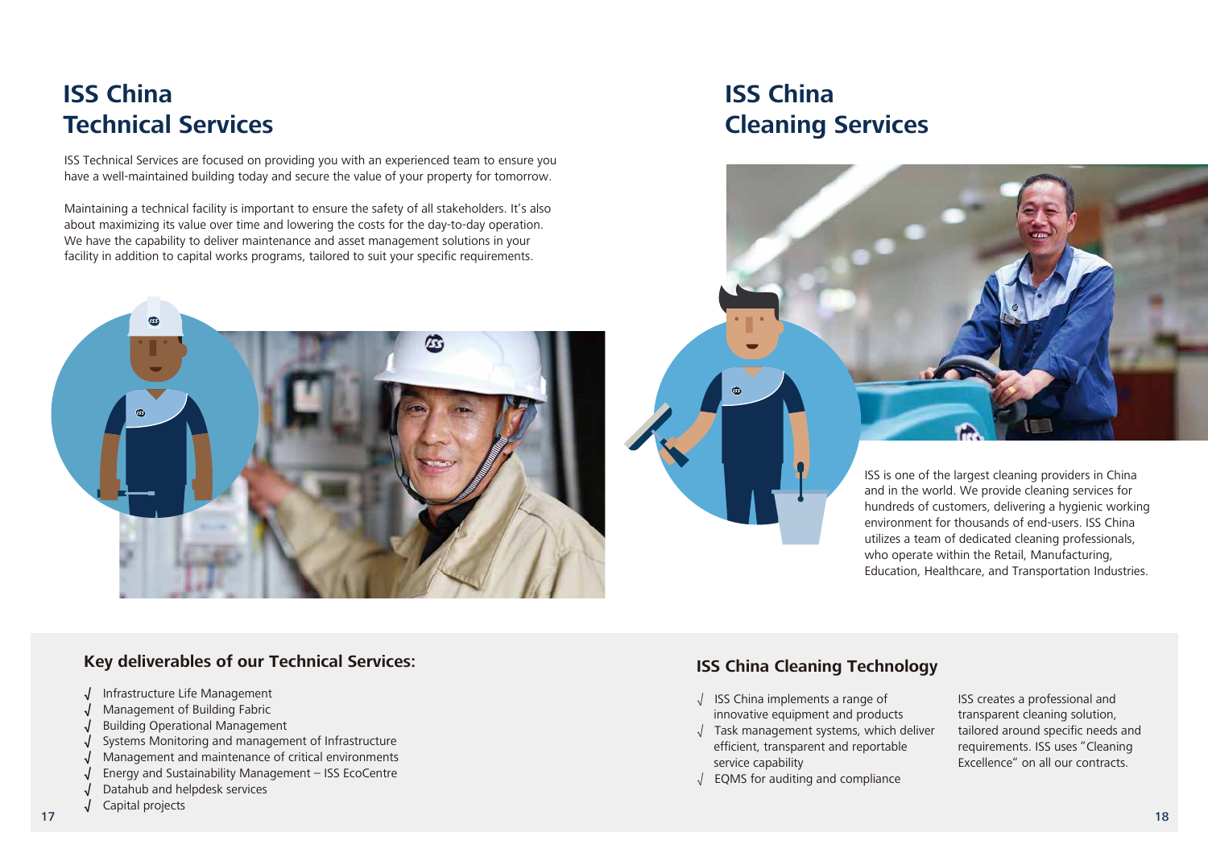# ISS China Technical Services

ISS Technical Services are focused on providing you with an experienced team to ensure you have a well-maintained building today and secure the value of your property for tomorrow.

Maintaining a technical facility is important to ensure the safety of all stakeholders. It's also about maximizing its value over time and lowering the costs for the day-to-day operation. We have the capability to deliver maintenance and asset management solutions in your facility in addition to capital works programs, tailored to suit your specific requirements.

## Key deliverables of our Technical Services:

- √ Infrastructure Life Management
- √ Management of Building Fabric
- √ Building Operational Management
- √ Systems Monitoring and management of Infrastructure
- √ Management and maintenance of critical environments
- √ Energy and Sustainability Management – ISS EcoCentre
- √ Datahub and helpdesk services
- √ Capital projects

# ISS China Cleaning Services

ISS is one of the largest cleaning providers in China and in the world. We provide cleaning services for hundreds of customers, delivering a hygienic working environment for thousands of end-users. ISS China utilizes a team of dedicated cleaning professionals, who operate within the Retail, Manufacturing, Education, Healthcare, and Transportation Industries.

## ISS China Cleaning Technology

- √ ISS China implements a range of innovative equipment and products
- √ Task management systems, which deliver efficient, transparent and reportable service capability
- √ EQMS for auditing and compliance

ISS creates a professional and transparent cleaning solution, tailored around specific needs and requirements. ISS uses "Cleaning Excellence" on all our contracts.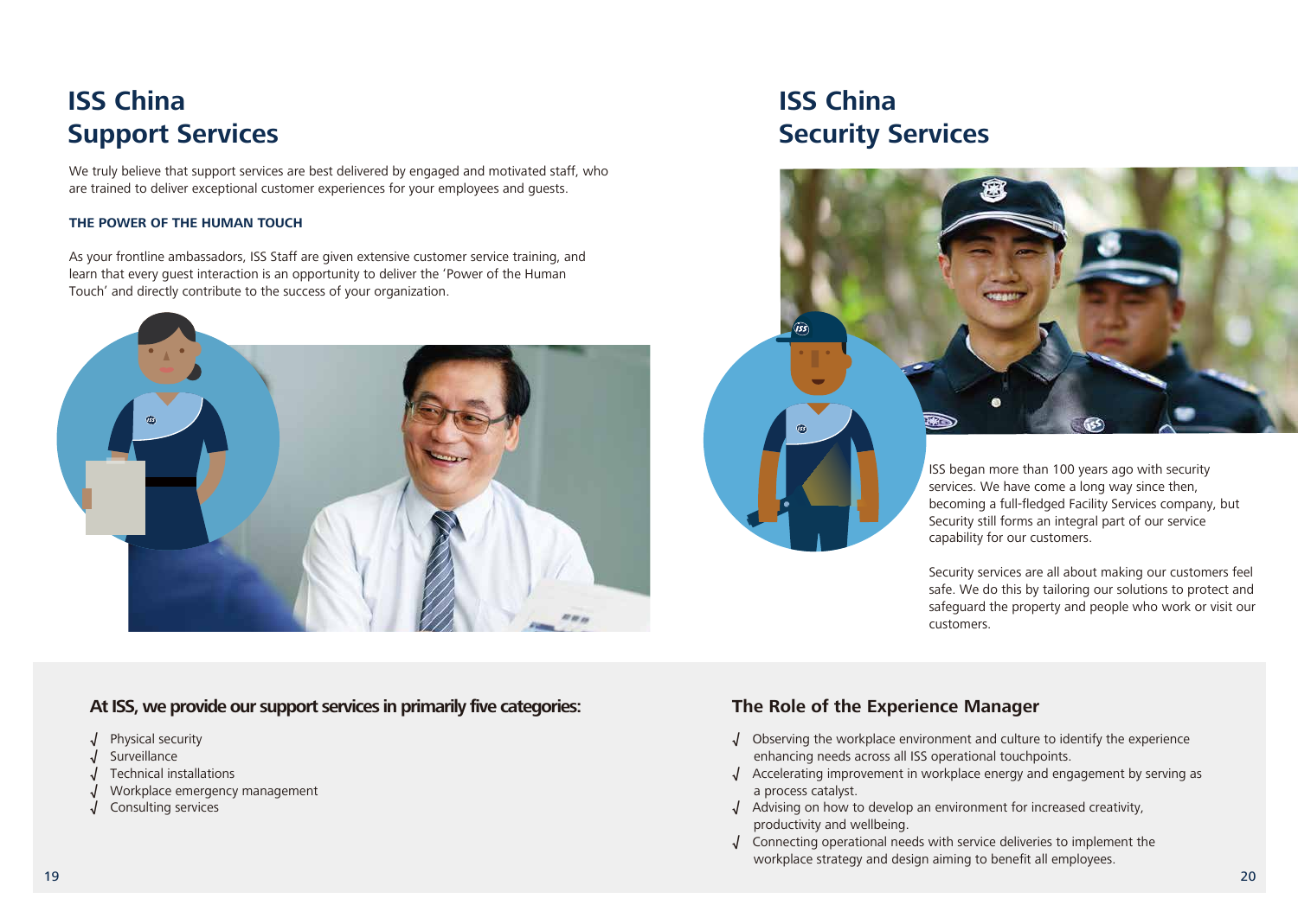# ISS China Support Services

We truly believe that support services are best delivered by engaged and motivated staff, who are trained to deliver exceptional customer experiences for your employees and guests.

### THE POWER OF THE HUMAN TOUCH

As your frontline ambassadors, ISS Staff are given extensive customer service training, and learn that every guest interaction is an opportunity to deliver the 'Power of the Human Touch' and directly contribute to the success of your organization.

### At ISS, we provide our support services in primarily five categories:

- √ Physical security
- √ Surveillance
- √ Technical installations
- √ Workplace emergency management
- √ Consulting services

# ISS China Security Services

ISS began more than 100 years ago with security services. We have come a long way since then, becoming a full-fledged Facility Services company, but Security still forms an integral part of our service capability for our customers.

Security services are all about making our customers feel safe. We do this by tailoring our solutions to protect and safeguard the property and people who work or visit our customers.

### The Role of the Experience Manager

- √ Observing the workplace environment and culture to identify the experience enhancing needs across all ISS operational touchpoints.
- √ Accelerating improvement in workplace energy and engagement by serving as a process catalyst.
- √ Advising on how to develop an environment for increased creativity, productivity and wellbeing.
- √ Connecting operational needs with service deliveries to implement the workplace strategy and design aiming to benefit all employees.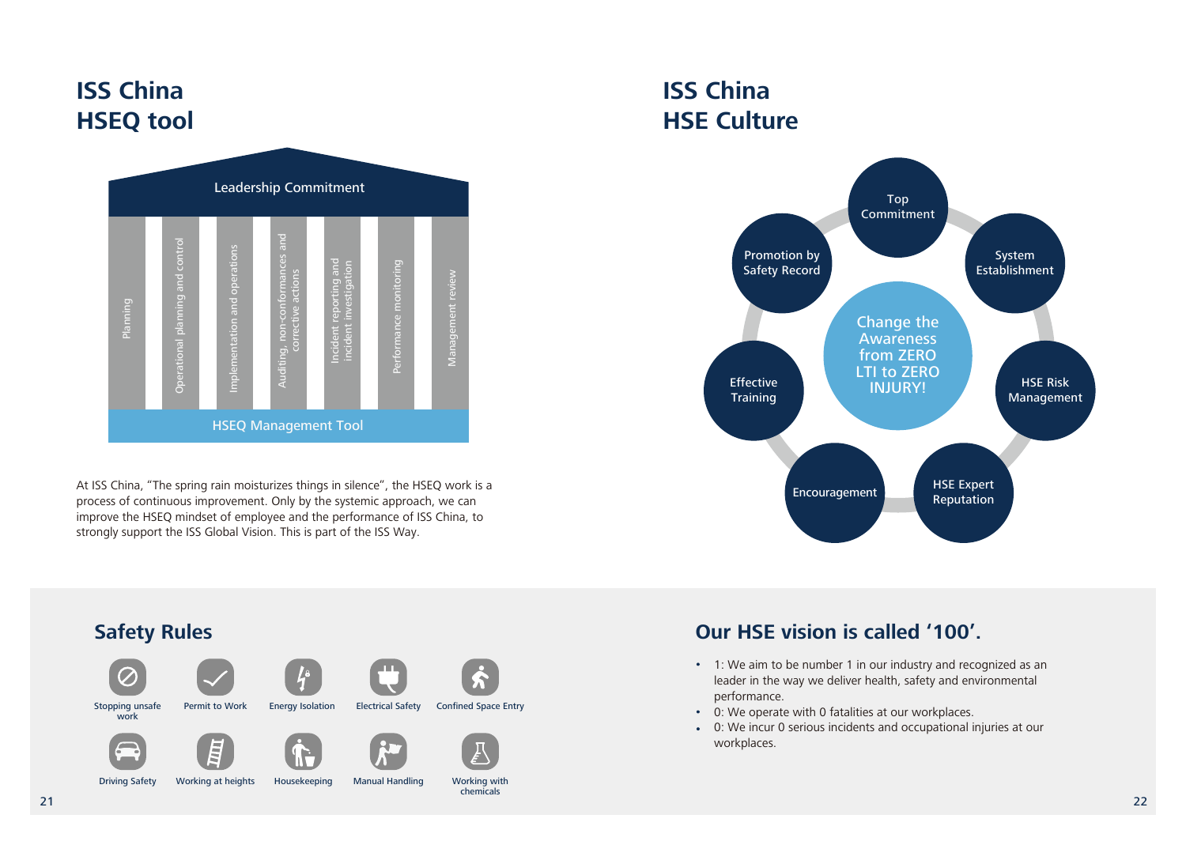# ISS China HSEQ tool

Leadership Commitment

Planning

Operational planning and control

Implementation and operations

Auditing, non-conformances and corrective actions

Incident reporting and incident investigation

Performance monitoring

Management review

HSEQ Management Tool

At ISS China, "The spring rain moisturizes things in silence", the HSEQ work is a process of continuous improvement. Only by the systemic approach, we can improve the HSEQ mindset of employee and the performance of ISS China, to strongly support the ISS Global Vision. This is part of the ISS Way.

# ISS China HSE Culture

Top Commitment

System Establishment

HSE Risk Management

HSE Expert Reputation

Encouragement

Effective Training

Promotion by Safety Record

Change the Awareness from ZERO LTI to ZERO INJURY!

## Safety Rules

Stopping unsafe work

Permit to Work

Energy Isolation

Electrical Safety

Confined Space Entry

Driving Safety

Working at heights

Housekeeping

Manual Handling

Working with chemicals

## Our HSE vision is called '100'.

- 1: We aim to be number 1 in our industry and recognized as an leader in the way we deliver health, safety and environmental performance.
- 0: We operate with 0 fatalities at our workplaces.
- 0: We incur 0 serious incidents and occupational injuries at our workplaces.